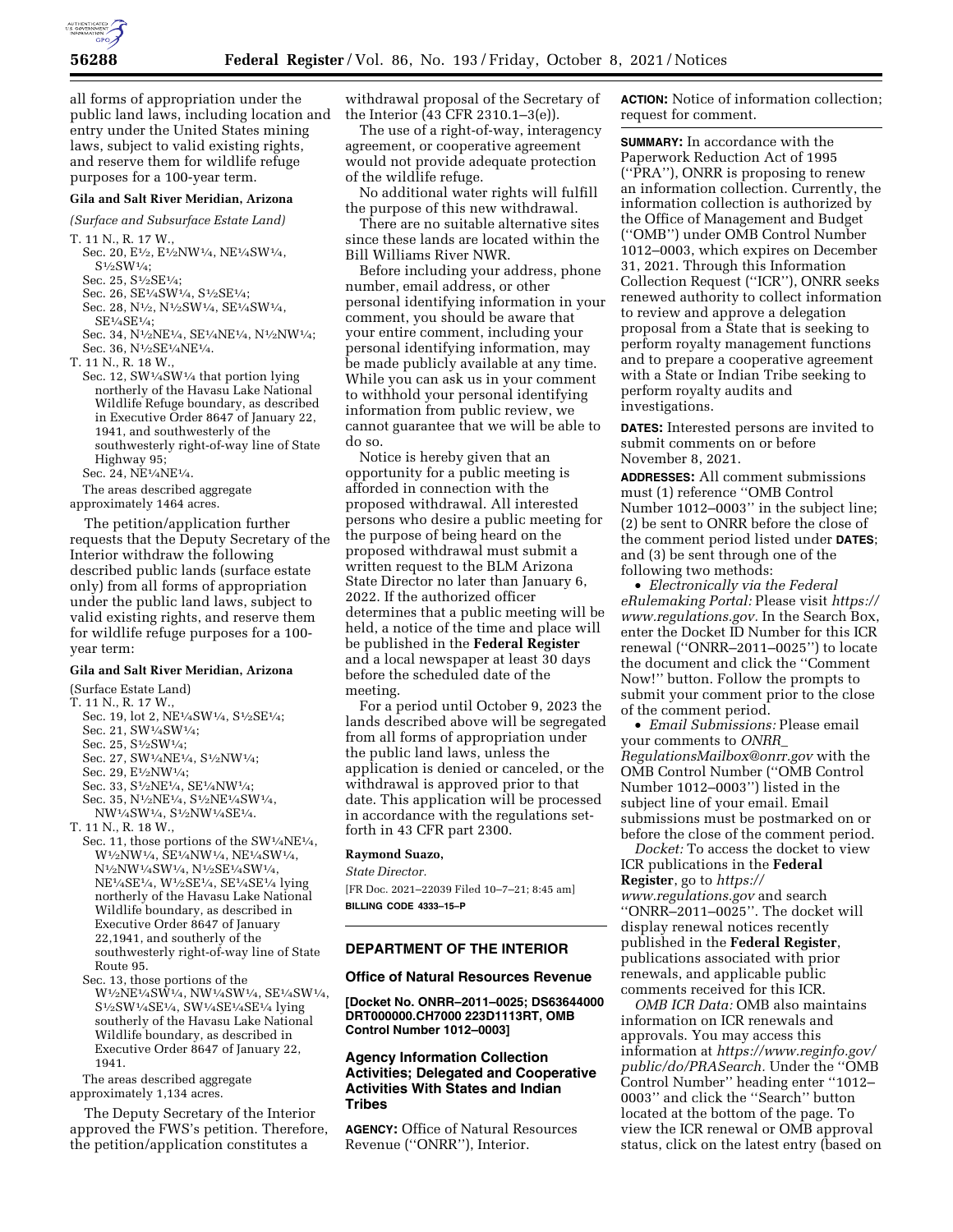all forms of appropriation under the public land laws, including location and entry under the United States mining laws, subject to valid existing rights, and reserve them for wildlife refuge purposes for a 100-year term.

**Gila and Salt River Meridian, Arizona**

*(Surface and Subsurface Estate Land)*

T. 11 N., R. 17 W.,
- Sec. 20, E½, E½NW¼, NE¼SW¼, S½SW¼;
- Sec. 25, S½SE¼;
- Sec. 26, SE¼SW¼, S½SE¼;
- Sec. 28, N½, N½SW¼, SE¼SW¼, SE¼SE¼;
- Sec. 34, N½NE¼, SE¼NE¼, N½NW¼;
- Sec. 36, N½SE¼NE¼.

T. 11 N., R. 18 W.,
- Sec. 12, SW¼SW¼ that portion lying northerly of the Havasu Lake National Wildlife Refuge boundary, as described in Executive Order 8647 of January 22, 1941, and southwesterly of the southwesterly right-of-way line of State Highway 95;
- Sec. 24, NE¼NE¼.

The areas described aggregate approximately 1464 acres.

The petition/application further requests that the Deputy Secretary of the Interior withdraw the following described public lands (surface estate only) from all forms of appropriation under the public land laws, subject to valid existing rights, and reserve them for wildlife refuge purposes for a 100-year term:

**Gila and Salt River Meridian, Arizona**

(Surface Estate Land)

T. 11 N., R. 17 W.,
- Sec. 19, lot 2, NE¼SW¼, S½SE¼;
- Sec. 21, SW¼SW¼;
- Sec. 25, S½SW¼;
- Sec. 27, SW¼NE¼, S½NW¼;
- Sec. 29, E½NW¼;
- Sec. 33, S½NE¼, SE¼NW¼;
- Sec. 35, N½NE¼, S½NE¼SW¼, NW¼SW¼, S½NW¼SE¼.

T. 11 N., R. 18 W.,
- Sec. 11, those portions of the SW¼NE¼, W½NW¼, SE¼NW¼, NE¼SW¼, N½NW¼SW¼, N½SE¼SW¼, NE¼SE¼, W½SE¼, SE¼SE¼ lying northerly of the Havasu Lake National Wildlife boundary, as described in Executive Order 8647 of January 22,1941, and southerly of the southwesterly right-of-way line of State Route 95.
- Sec. 13, those portions of the W½NE¼SW¼, NW¼SW¼, SE¼SW¼, S½SW¼SE¼, SW¼SE¼SE¼ lying southerly of the Havasu Lake National Wildlife boundary, as described in Executive Order 8647 of January 22, 1941.

The areas described aggregate approximately 1,134 acres.

The Deputy Secretary of the Interior approved the FWS's petition. Therefore, the petition/application constitutes a withdrawal proposal of the Secretary of the Interior (43 CFR 2310.1–3(e)).

The use of a right-of-way, interagency agreement, or cooperative agreement would not provide adequate protection of the wildlife refuge.

No additional water rights will fulfill the purpose of this new withdrawal.

There are no suitable alternative sites since these lands are located within the Bill Williams River NWR.

Before including your address, phone number, email address, or other personal identifying information in your comment, you should be aware that your entire comment, including your personal identifying information, may be made publicly available at any time. While you can ask us in your comment to withhold your personal identifying information from public review, we cannot guarantee that we will be able to do so.

Notice is hereby given that an opportunity for a public meeting is afforded in connection with the proposed withdrawal. All interested persons who desire a public meeting for the purpose of being heard on the proposed withdrawal must submit a written request to the BLM Arizona State Director no later than January 6, 2022. If the authorized officer determines that a public meeting will be held, a notice of the time and place will be published in the **Federal Register** and a local newspaper at least 30 days before the scheduled date of the meeting.

For a period until October 9, 2023 the lands described above will be segregated from all forms of appropriation under the public land laws, unless the application is denied or canceled, or the withdrawal is approved prior to that date. This application will be processed in accordance with the regulations set-forth in 43 CFR part 2300.

**Raymond Suazo,**

*State Director.*

[FR Doc. 2021–22039 Filed 10–7–21; 8:45 am]

**BILLING CODE 4333–15–P**

---

## DEPARTMENT OF THE INTERIOR

### Office of Natural Resources Revenue

**[Docket No. ONRR–2011–0025; DS63644000 DRT000000.CH7000 223D1113RT, OMB Control Number 1012–0003]**

### Agency Information Collection Activities; Delegated and Cooperative Activities With States and Indian Tribes

**AGENCY:** Office of Natural Resources Revenue (''ONRR''), Interior.

**ACTION:** Notice of information collection; request for comment.

**SUMMARY:** In accordance with the Paperwork Reduction Act of 1995 (''PRA''), ONRR is proposing to renew an information collection. Currently, the information collection is authorized by the Office of Management and Budget (''OMB'') under OMB Control Number 1012–0003, which expires on December 31, 2021. Through this Information Collection Request (''ICR''), ONRR seeks renewed authority to collect information to review and approve a delegation proposal from a State that is seeking to perform royalty management functions and to prepare a cooperative agreement with a State or Indian Tribe seeking to perform royalty audits and investigations.

**DATES:** Interested persons are invited to submit comments on or before November 8, 2021.

**ADDRESSES:** All comment submissions must (1) reference ''OMB Control Number 1012–0003'' in the subject line; (2) be sent to ONRR before the close of the comment period listed under **DATES**; and (3) be sent through one of the following two methods:

- *Electronically via the Federal eRulemaking Portal:* Please visit *https://www.regulations.gov.* In the Search Box, enter the Docket ID Number for this ICR renewal (''ONRR–2011–0025'') to locate the document and click the ''Comment Now!'' button. Follow the prompts to submit your comment prior to the close of the comment period.
- *Email Submissions:* Please email your comments to *ONRR_RegulationsMailbox@onrr.gov* with the OMB Control Number (''OMB Control Number 1012–0003'') listed in the subject line of your email. Email submissions must be postmarked on or before the close of the comment period.

*Docket:* To access the docket to view ICR publications in the **Federal Register**, go to *https://www.regulations.gov* and search ''ONRR–2011–0025''. The docket will display renewal notices recently published in the **Federal Register**, publications associated with prior renewals, and applicable public comments received for this ICR.

*OMB ICR Data:* OMB also maintains information on ICR renewals and approvals. You may access this information at *https://www.reginfo.gov/public/do/PRASearch.* Under the ''OMB Control Number'' heading enter ''1012–0003'' and click the ''Search'' button located at the bottom of the page. To view the ICR renewal or OMB approval status, click on the latest entry (based on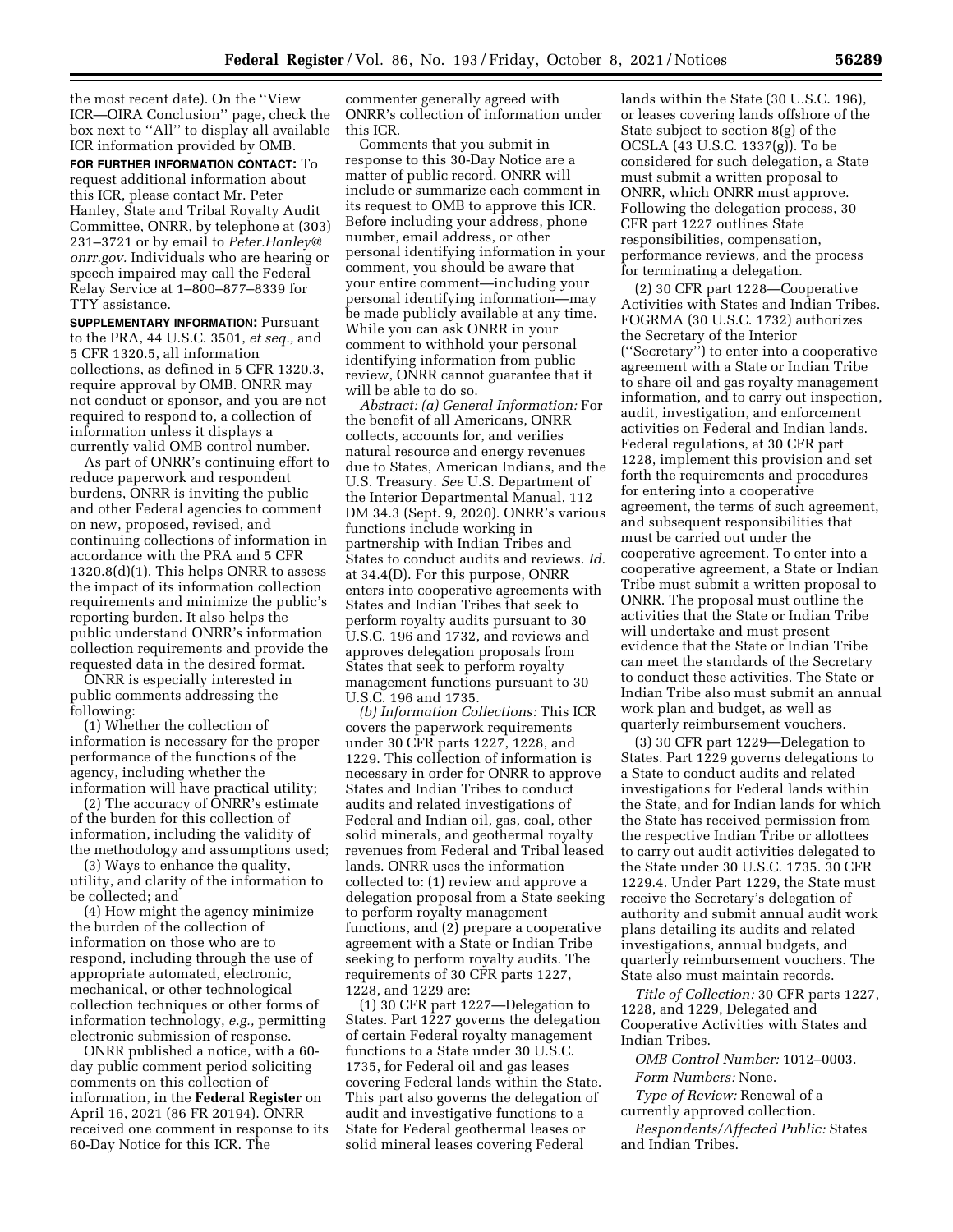the most recent date). On the ''View ICR—OIRA Conclusion'' page, check the box next to ''All'' to display all available ICR information provided by OMB.

**FOR FURTHER INFORMATION CONTACT:** To request additional information about this ICR, please contact Mr. Peter Hanley, State and Tribal Royalty Audit Committee, ONRR, by telephone at (303) 231–3721 or by email to *Peter.Hanley@onrr.gov.* Individuals who are hearing or speech impaired may call the Federal Relay Service at 1–800–877–8339 for TTY assistance.

**SUPPLEMENTARY INFORMATION:** Pursuant to the PRA, 44 U.S.C. 3501, *et seq.,* and 5 CFR 1320.5, all information collections, as defined in 5 CFR 1320.3, require approval by OMB. ONRR may not conduct or sponsor, and you are not required to respond to, a collection of information unless it displays a currently valid OMB control number.

As part of ONRR's continuing effort to reduce paperwork and respondent burdens, ONRR is inviting the public and other Federal agencies to comment on new, proposed, revised, and continuing collections of information in accordance with the PRA and 5 CFR 1320.8(d)(1). This helps ONRR to assess the impact of its information collection requirements and minimize the public's reporting burden. It also helps the public understand ONRR's information collection requirements and provide the requested data in the desired format.

ONRR is especially interested in public comments addressing the following:

(1) Whether the collection of information is necessary for the proper performance of the functions of the agency, including whether the information will have practical utility;

(2) The accuracy of ONRR's estimate of the burden for this collection of information, including the validity of the methodology and assumptions used;

(3) Ways to enhance the quality, utility, and clarity of the information to be collected; and

(4) How might the agency minimize the burden of the collection of information on those who are to respond, including through the use of appropriate automated, electronic, mechanical, or other technological collection techniques or other forms of information technology, *e.g.,* permitting electronic submission of response.

ONRR published a notice, with a 60-day public comment period soliciting comments on this collection of information, in the **Federal Register** on April 16, 2021 (86 FR 20194). ONRR received one comment in response to its 60-Day Notice for this ICR. The commenter generally agreed with ONRR's collection of information under this ICR.

Comments that you submit in response to this 30-Day Notice are a matter of public record. ONRR will include or summarize each comment in its request to OMB to approve this ICR. Before including your address, phone number, email address, or other personal identifying information in your comment, you should be aware that your entire comment—including your personal identifying information—may be made publicly available at any time. While you can ask ONRR in your comment to withhold your personal identifying information from public review, ONRR cannot guarantee that it will be able to do so.

*Abstract: (a) General Information:* For the benefit of all Americans, ONRR collects, accounts for, and verifies natural resource and energy revenues due to States, American Indians, and the U.S. Treasury. *See* U.S. Department of the Interior Departmental Manual, 112 DM 34.3 (Sept. 9, 2020). ONRR's various functions include working in partnership with Indian Tribes and States to conduct audits and reviews. *Id.* at 34.4(D). For this purpose, ONRR enters into cooperative agreements with States and Indian Tribes that seek to perform royalty audits pursuant to 30 U.S.C. 196 and 1732, and reviews and approves delegation proposals from States that seek to perform royalty management functions pursuant to 30 U.S.C. 196 and 1735.

*(b) Information Collections:* This ICR covers the paperwork requirements under 30 CFR parts 1227, 1228, and 1229. This collection of information is necessary in order for ONRR to approve States and Indian Tribes to conduct audits and related investigations of Federal and Indian oil, gas, coal, other solid minerals, and geothermal royalty revenues from Federal and Tribal leased lands. ONRR uses the information collected to: (1) review and approve a delegation proposal from a State seeking to perform royalty management functions, and (2) prepare a cooperative agreement with a State or Indian Tribe seeking to perform royalty audits. The requirements of 30 CFR parts 1227, 1228, and 1229 are:

(1) 30 CFR part 1227—Delegation to States. Part 1227 governs the delegation of certain Federal royalty management functions to a State under 30 U.S.C. 1735, for Federal oil and gas leases covering Federal lands within the State. This part also governs the delegation of audit and investigative functions to a State for Federal geothermal leases or solid mineral leases covering Federal lands within the State (30 U.S.C. 196), or leases covering lands offshore of the State subject to section 8(g) of the OCSLA (43 U.S.C. 1337(g)). To be considered for such delegation, a State must submit a written proposal to ONRR, which ONRR must approve. Following the delegation process, 30 CFR part 1227 outlines State responsibilities, compensation, performance reviews, and the process for terminating a delegation.

(2) 30 CFR part 1228—Cooperative Activities with States and Indian Tribes. FOGRMA (30 U.S.C. 1732) authorizes the Secretary of the Interior (''Secretary'') to enter into a cooperative agreement with a State or Indian Tribe to share oil and gas royalty management information, and to carry out inspection, audit, investigation, and enforcement activities on Federal and Indian lands. Federal regulations, at 30 CFR part 1228, implement this provision and set forth the requirements and procedures for entering into a cooperative agreement, the terms of such agreement, and subsequent responsibilities that must be carried out under the cooperative agreement. To enter into a cooperative agreement, a State or Indian Tribe must submit a written proposal to ONRR. The proposal must outline the activities that the State or Indian Tribe will undertake and must present evidence that the State or Indian Tribe can meet the standards of the Secretary to conduct these activities. The State or Indian Tribe also must submit an annual work plan and budget, as well as quarterly reimbursement vouchers.

(3) 30 CFR part 1229—Delegation to States. Part 1229 governs delegations to a State to conduct audits and related investigations for Federal lands within the State, and for Indian lands for which the State has received permission from the respective Indian Tribe or allottees to carry out audit activities delegated to the State under 30 U.S.C. 1735. 30 CFR 1229.4. Under Part 1229, the State must receive the Secretary's delegation of authority and submit annual audit work plans detailing its audits and related investigations, annual budgets, and quarterly reimbursement vouchers. The State also must maintain records.

*Title of Collection:* 30 CFR parts 1227, 1228, and 1229, Delegated and Cooperative Activities with States and Indian Tribes.

*OMB Control Number:* 1012–0003.

*Form Numbers:* None.

*Type of Review:* Renewal of a currently approved collection.

*Respondents/Affected Public:* States and Indian Tribes.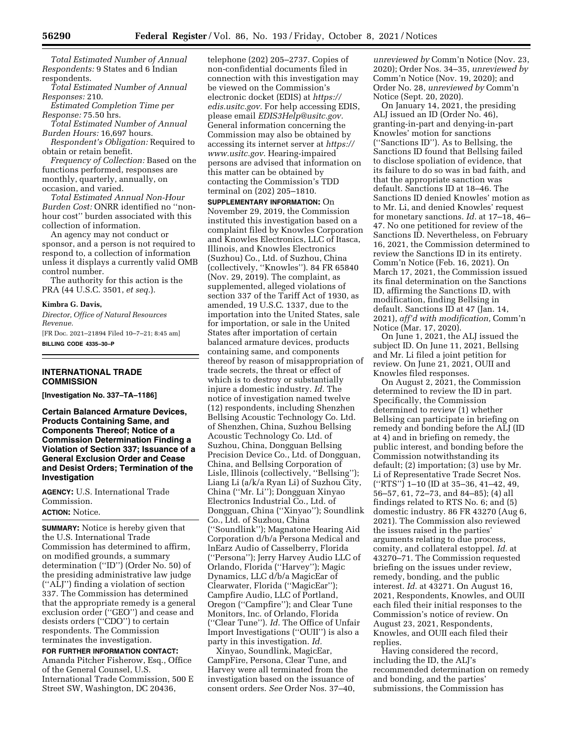*Total Estimated Number of Annual Respondents:* 9 States and 6 Indian respondents.

*Total Estimated Number of Annual Responses:* 210.

*Estimated Completion Time per Response:* 75.50 hrs.

*Total Estimated Number of Annual Burden Hours:* 16,697 hours.

*Respondent's Obligation:* Required to obtain or retain benefit.

*Frequency of Collection:* Based on the functions performed, responses are monthly, quarterly, annually, on occasion, and varied.

*Total Estimated Annual Non-Hour Burden Cost:* ONRR identified no ''non-hour cost'' burden associated with this collection of information.

An agency may not conduct or sponsor, and a person is not required to respond to, a collection of information unless it displays a currently valid OMB control number.

The authority for this action is the PRA (44 U.S.C. 3501, *et seq.*).

**Kimbra G. Davis,**

*Director, Office of Natural Resources Revenue.*

[FR Doc. 2021–21894 Filed 10–7–21; 8:45 am]

**BILLING CODE 4335–30–P**

## INTERNATIONAL TRADE COMMISSION

**[Investigation No. 337–TA–1186]**

## Certain Balanced Armature Devices, Products Containing Same, and Components Thereof; Notice of a Commission Determination Finding a Violation of Section 337; Issuance of a General Exclusion Order and Cease and Desist Orders; Termination of the Investigation

**AGENCY:** U.S. International Trade Commission.

**ACTION:** Notice.

**SUMMARY:** Notice is hereby given that the U.S. International Trade Commission has determined to affirm, on modified grounds, a summary determination (''ID'') (Order No. 50) of the presiding administrative law judge (''ALJ'') finding a violation of section 337. The Commission has determined that the appropriate remedy is a general exclusion order (''GEO'') and cease and desists orders (''CDO'') to certain respondents. The Commission terminates the investigation.

**FOR FURTHER INFORMATION CONTACT:** Amanda Pitcher Fisherow, Esq., Office of the General Counsel, U.S. International Trade Commission, 500 E Street SW, Washington, DC 20436, telephone (202) 205–2737. Copies of non-confidential documents filed in connection with this investigation may be viewed on the Commission's electronic docket (EDIS) at *https://edis.usitc.gov.* For help accessing EDIS, please email *EDIS3Help@usitc.gov.* General information concerning the Commission may also be obtained by accessing its internet server at *https://www.usitc.gov.* Hearing-impaired persons are advised that information on this matter can be obtained by contacting the Commission's TDD terminal on (202) 205–1810.

**SUPPLEMENTARY INFORMATION:** On November 29, 2019, the Commission instituted this investigation based on a complaint filed by Knowles Corporation and Knowles Electronics, LLC of Itasca, Illinois, and Knowles Electronics (Suzhou) Co., Ltd. of Suzhou, China (collectively, ''Knowles''). 84 FR 65840 (Nov. 29, 2019). The complaint, as supplemented, alleged violations of section 337 of the Tariff Act of 1930, as amended, 19 U.S.C. 1337, due to the importation into the United States, sale for importation, or sale in the United States after importation of certain balanced armature devices, products containing same, and components thereof by reason of misappropriation of trade secrets, the threat or effect of which is to destroy or substantially injure a domestic industry. *Id.* The notice of investigation named twelve (12) respondents, including Shenzhen Bellsing Acoustic Technology Co. Ltd. of Shenzhen, China, Suzhou Bellsing Acoustic Technology Co. Ltd. of Suzhou, China, Dongguan Bellsing Precision Device Co., Ltd. of Dongguan, China, and Bellsing Corporation of Lisle, Illinois (collectively, ''Bellsing''); Liang Li (a/k/a Ryan Li) of Suzhou City, China (''Mr. Li''); Dongguan Xinyao Electronics Industrial Co., Ltd. of Dongguan, China (''Xinyao''); Soundlink Co., Ltd. of Suzhou, China (''Soundlink''); Magnatone Hearing Aid Corporation d/b/a Persona Medical and lnEarz Audio of Casselberry, Florida (''Persona''); Jerry Harvey Audio LLC of Orlando, Florida (''Harvey''); Magic Dynamics, LLC d/b/a MagicEar of Clearwater, Florida (''MagicEar''); Campfire Audio, LLC of Portland, Oregon (''Campfire''); and Clear Tune Monitors, Inc. of Orlando, Florida (''Clear Tune''). *Id.* The Office of Unfair Import Investigations (''OUII'') is also a party in this investigation. *Id.*

Xinyao, Soundlink, MagicEar, CampFire, Persona, Clear Tune, and Harvey were all terminated from the investigation based on the issuance of consent orders. *See* Order Nos. 37–40, *unreviewed by* Comm'n Notice (Nov. 23, 2020); Order Nos. 34–35, *unreviewed by* Comm'n Notice (Nov. 19, 2020); and Order No. 28, *unreviewed by* Comm'n Notice (Sept. 20, 2020).

On January 14, 2021, the presiding ALJ issued an ID (Order No. 46), granting-in-part and denying-in-part Knowles' motion for sanctions (''Sanctions ID''). As to Bellsing, the Sanctions ID found that Bellsing failed to disclose spoliation of evidence, that its failure to do so was in bad faith, and that the appropriate sanction was default. Sanctions ID at 18–46. The Sanctions ID denied Knowles' motion as to Mr. Li, and denied Knowles' request for monetary sanctions. *Id.* at 17–18, 46–47. No one petitioned for review of the Sanctions ID. Nevertheless, on February 16, 2021, the Commission determined to review the Sanctions ID in its entirety. Comm'n Notice (Feb. 16, 2021). On March 17, 2021, the Commission issued its final determination on the Sanctions ID, affirming the Sanctions ID, with modification, finding Bellsing in default. Sanctions ID at 47 (Jan. 14, 2021), *aff'd with modification,* Comm'n Notice (Mar. 17, 2020).

On June 1, 2021, the ALJ issued the subject ID. On June 11, 2021, Bellsing and Mr. Li filed a joint petition for review. On June 21, 2021, OUII and Knowles filed responses.

On August 2, 2021, the Commission determined to review the ID in part. Specifically, the Commission determined to review (1) whether Bellsing can participate in briefing on remedy and bonding before the ALJ (ID at 4) and in briefing on remedy, the public interest, and bonding before the Commission notwithstanding its default; (2) importation; (3) use by Mr. Li of Representative Trade Secret Nos. (''RTS'') 1–10 (ID at 35–36, 41–42, 49, 56–57, 61, 72–73, and 84–85); (4) all findings related to RTS No. 6; and (5) domestic industry. 86 FR 43270 (Aug 6, 2021). The Commission also reviewed the issues raised in the parties' arguments relating to due process, comity, and collateral estoppel. *Id.* at 43270–71. The Commission requested briefing on the issues under review, remedy, bonding, and the public interest. *Id.* at 43271. On August 16, 2021, Respondents, Knowles, and OUII each filed their initial responses to the Commission's notice of review. On August 23, 2021, Respondents, Knowles, and OUII each filed their replies.

Having considered the record, including the ID, the ALJ's recommended determination on remedy and bonding, and the parties' submissions, the Commission has